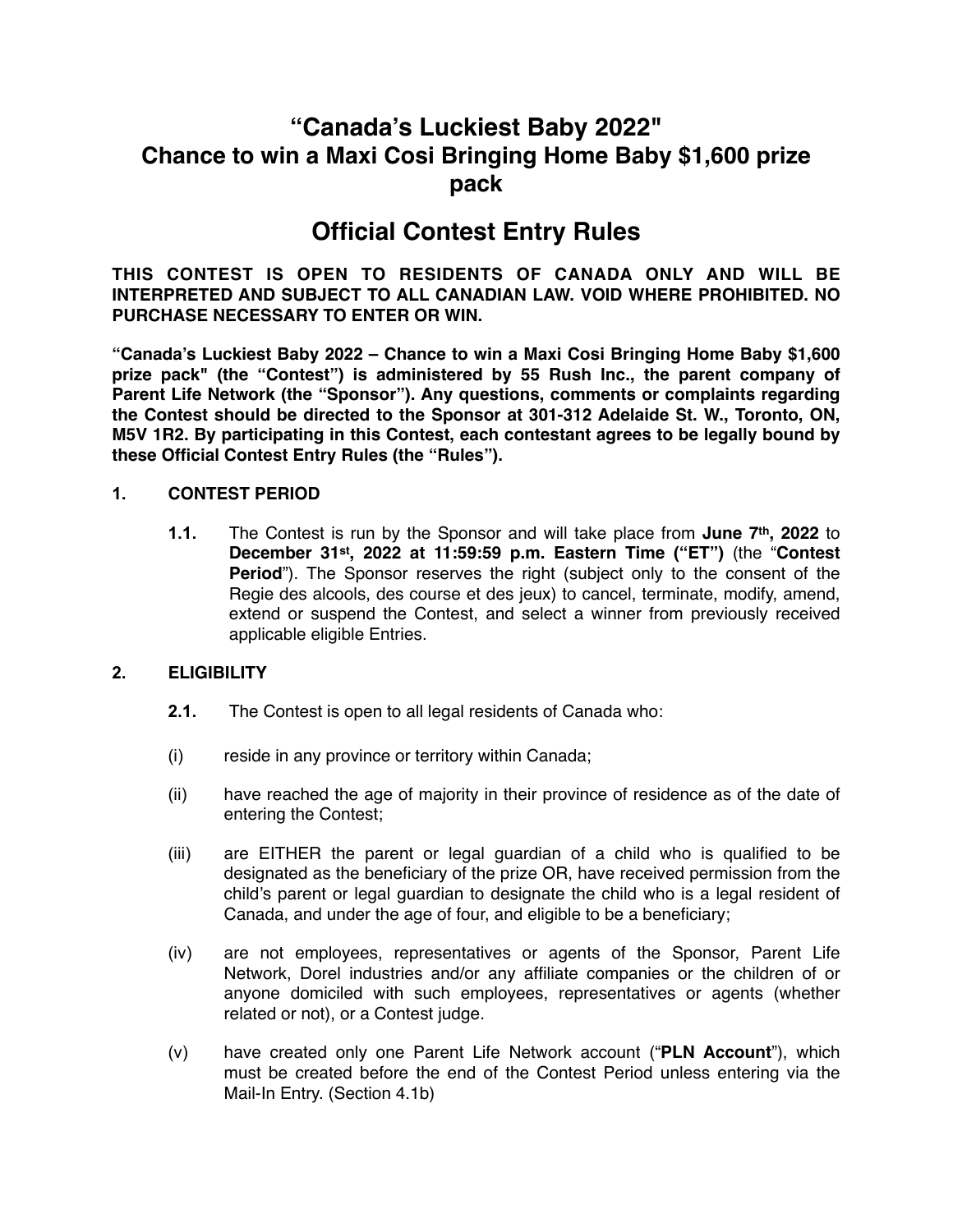# "Canada's Luckiest Baby 2022" Chance to win a Maxi Cosi Bringing Home Baby $1,600 prize pack

# Official Contest Entry Rules

**THIS CONTEST IS OPEN TO RESIDENTS OF CANADA ONLY AND WILL BE INTERPRETED AND SUBJECT TO ALL CANADIAN LAW. VOID WHERE PROHIBITED. NO PURCHASE NECESSARY TO ENTER OR WIN.**

**"Canada's Luckiest Baby 2022 – Chance to win a Maxi Cosi Bringing Home Baby $1,600 prize pack" (the "Contest") is administered by 55 Rush Inc., the parent company of Parent Life Network (the "Sponsor"). Any questions, comments or complaints regarding the Contest should be directed to the Sponsor at 301-312 Adelaide St. W., Toronto, ON, M5V 1R2. By participating in this Contest, each contestant agrees to be legally bound by these Official Contest Entry Rules (the "Rules").**

## 1. CONTEST PERIOD

**1.1.** The Contest is run by the Sponsor and will take place from **June 7th, 2022** to **December 31st, 2022 at 11:59:59 p.m. Eastern Time ("ET")** (the "**Contest Period**"). The Sponsor reserves the right (subject only to the consent of the Regie des alcools, des course et des jeux) to cancel, terminate, modify, amend, extend or suspend the Contest, and select a winner from previously received applicable eligible Entries.

## 2. ELIGIBILITY

**2.1.** The Contest is open to all legal residents of Canada who:

(i) reside in any province or territory within Canada;

(ii) have reached the age of majority in their province of residence as of the date of entering the Contest;

(iii) are EITHER the parent or legal guardian of a child who is qualified to be designated as the beneficiary of the prize OR, have received permission from the child's parent or legal guardian to designate the child who is a legal resident of Canada, and under the age of four, and eligible to be a beneficiary;

(iv) are not employees, representatives or agents of the Sponsor, Parent Life Network, Dorel industries and/or any affiliate companies or the children of or anyone domiciled with such employees, representatives or agents (whether related or not), or a Contest judge.

(v) have created only one Parent Life Network account ("**PLN Account**"), which must be created before the end of the Contest Period unless entering via the Mail-In Entry. (Section 4.1b)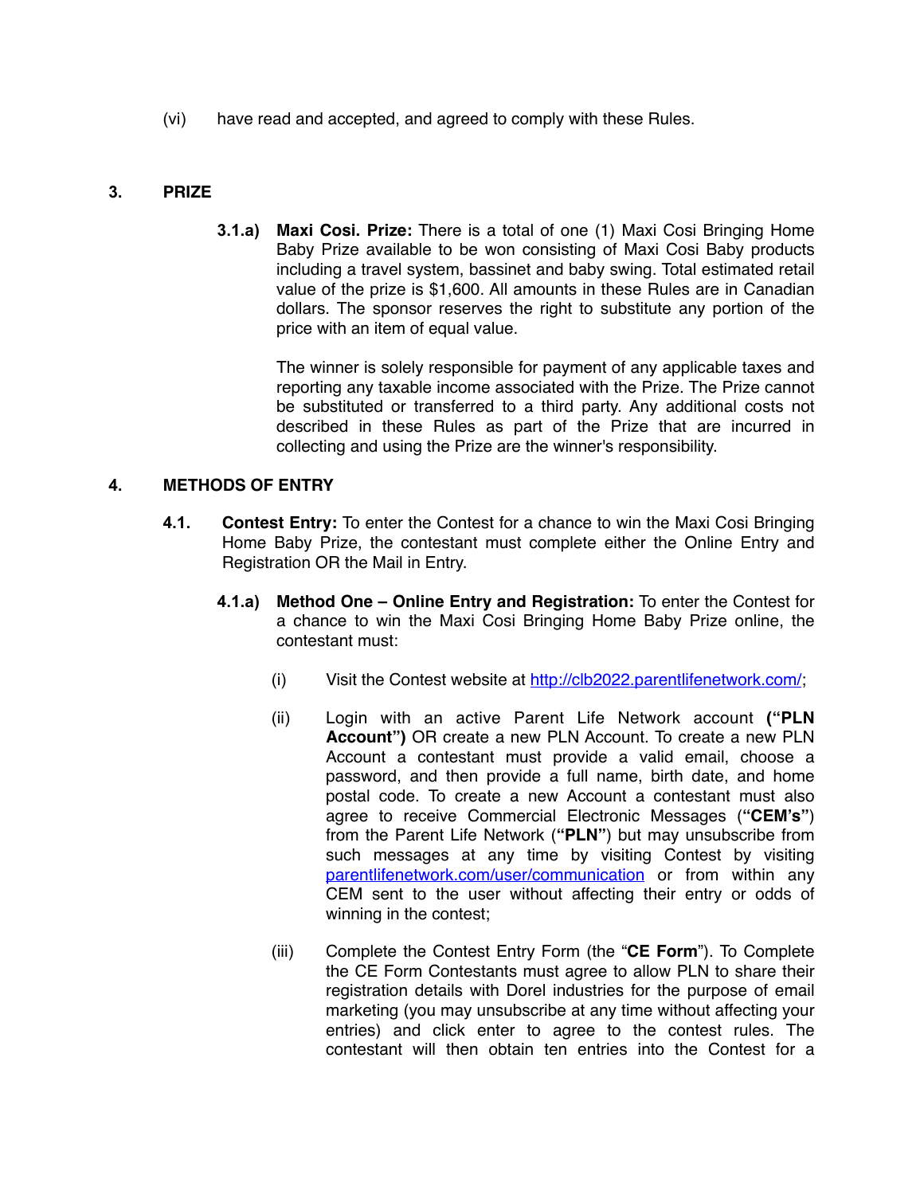(vi) have read and accepted, and agreed to comply with these Rules.

## 3. PRIZE

**3.1.a) Maxi Cosi. Prize:** There is a total of one (1) Maxi Cosi Bringing Home Baby Prize available to be won consisting of Maxi Cosi Baby products including a travel system, bassinet and baby swing. Total estimated retail value of the prize is $1,600. All amounts in these Rules are in Canadian dollars. The sponsor reserves the right to substitute any portion of the price with an item of equal value.

The winner is solely responsible for payment of any applicable taxes and reporting any taxable income associated with the Prize. The Prize cannot be substituted or transferred to a third party. Any additional costs not described in these Rules as part of the Prize that are incurred in collecting and using the Prize are the winner's responsibility.

## 4. METHODS OF ENTRY

**4.1. Contest Entry:** To enter the Contest for a chance to win the Maxi Cosi Bringing Home Baby Prize, the contestant must complete either the Online Entry and Registration OR the Mail in Entry.

**4.1.a) Method One – Online Entry and Registration:** To enter the Contest for a chance to win the Maxi Cosi Bringing Home Baby Prize online, the contestant must:

(i) Visit the Contest website at http://clb2022.parentlifenetwork.com/;

(ii) Login with an active Parent Life Network account **("PLN Account")** OR create a new PLN Account. To create a new PLN Account a contestant must provide a valid email, choose a password, and then provide a full name, birth date, and home postal code. To create a new Account a contestant must also agree to receive Commercial Electronic Messages (**"CEM's"**) from the Parent Life Network (**"PLN"**) but may unsubscribe from such messages at any time by visiting Contest by visiting parentlifenetwork.com/user/communication or from within any CEM sent to the user without affecting their entry or odds of winning in the contest;

(iii) Complete the Contest Entry Form (the "**CE Form**"). To Complete the CE Form Contestants must agree to allow PLN to share their registration details with Dorel industries for the purpose of email marketing (you may unsubscribe at any time without affecting your entries) and click enter to agree to the contest rules. The contestant will then obtain ten entries into the Contest for a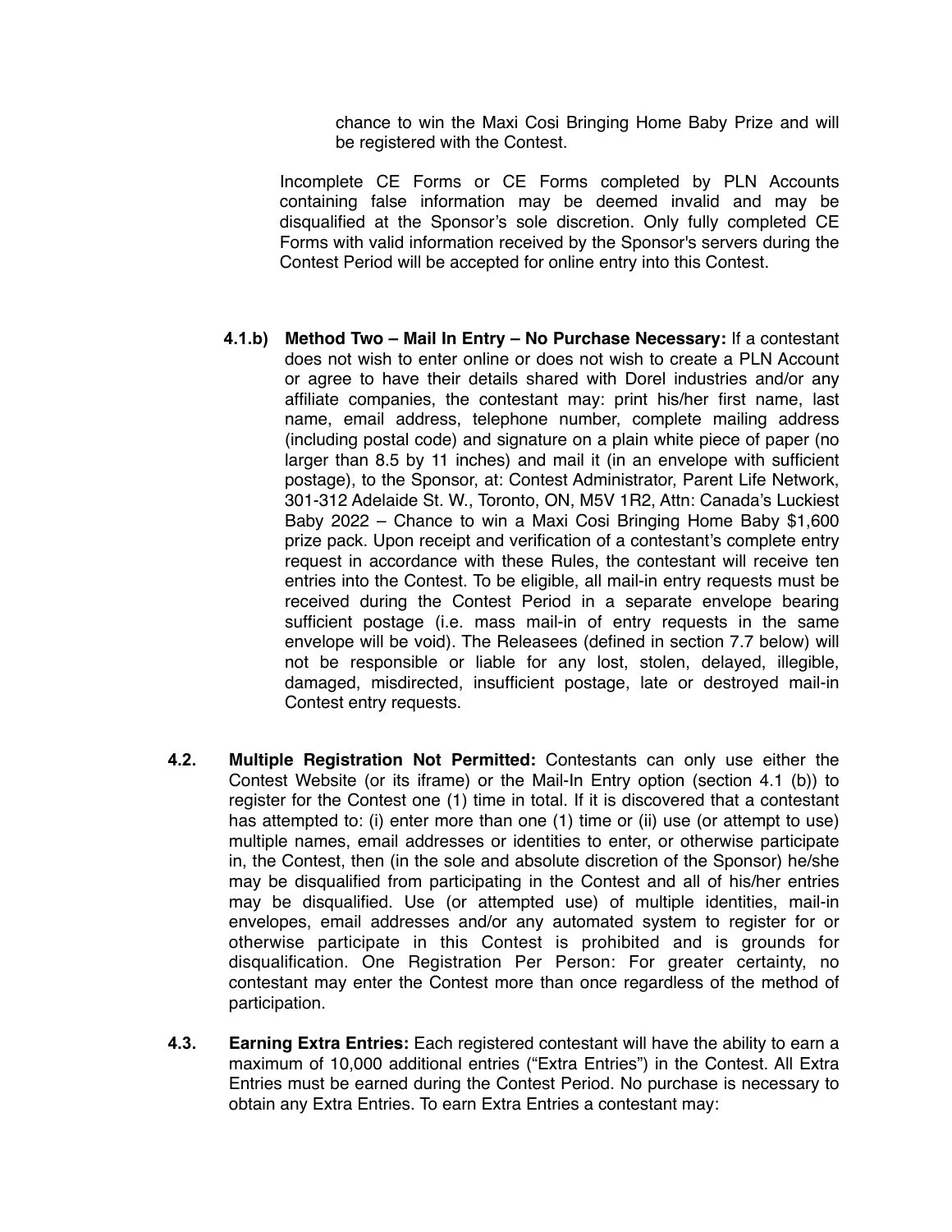chance to win the Maxi Cosi Bringing Home Baby Prize and will be registered with the Contest.

Incomplete CE Forms or CE Forms completed by PLN Accounts containing false information may be deemed invalid and may be disqualified at the Sponsor's sole discretion. Only fully completed CE Forms with valid information received by the Sponsor's servers during the Contest Period will be accepted for online entry into this Contest.

**4.1.b) Method Two – Mail In Entry – No Purchase Necessary:** If a contestant does not wish to enter online or does not wish to create a PLN Account or agree to have their details shared with Dorel industries and/or any affiliate companies, the contestant may: print his/her first name, last name, email address, telephone number, complete mailing address (including postal code) and signature on a plain white piece of paper (no larger than 8.5 by 11 inches) and mail it (in an envelope with sufficient postage), to the Sponsor, at: Contest Administrator, Parent Life Network, 301-312 Adelaide St. W., Toronto, ON, M5V 1R2, Attn: Canada's Luckiest Baby 2022 – Chance to win a Maxi Cosi Bringing Home Baby $1,600 prize pack. Upon receipt and verification of a contestant's complete entry request in accordance with these Rules, the contestant will receive ten entries into the Contest. To be eligible, all mail-in entry requests must be received during the Contest Period in a separate envelope bearing sufficient postage (i.e. mass mail-in of entry requests in the same envelope will be void). The Releasees (defined in section 7.7 below) will not be responsible or liable for any lost, stolen, delayed, illegible, damaged, misdirected, insufficient postage, late or destroyed mail-in Contest entry requests.

**4.2. Multiple Registration Not Permitted:** Contestants can only use either the Contest Website (or its iframe) or the Mail-In Entry option (section 4.1 (b)) to register for the Contest one (1) time in total. If it is discovered that a contestant has attempted to: (i) enter more than one (1) time or (ii) use (or attempt to use) multiple names, email addresses or identities to enter, or otherwise participate in, the Contest, then (in the sole and absolute discretion of the Sponsor) he/she may be disqualified from participating in the Contest and all of his/her entries may be disqualified. Use (or attempted use) of multiple identities, mail-in envelopes, email addresses and/or any automated system to register for or otherwise participate in this Contest is prohibited and is grounds for disqualification. One Registration Per Person: For greater certainty, no contestant may enter the Contest more than once regardless of the method of participation.

**4.3. Earning Extra Entries:** Each registered contestant will have the ability to earn a maximum of 10,000 additional entries ("Extra Entries") in the Contest. All Extra Entries must be earned during the Contest Period. No purchase is necessary to obtain any Extra Entries. To earn Extra Entries a contestant may: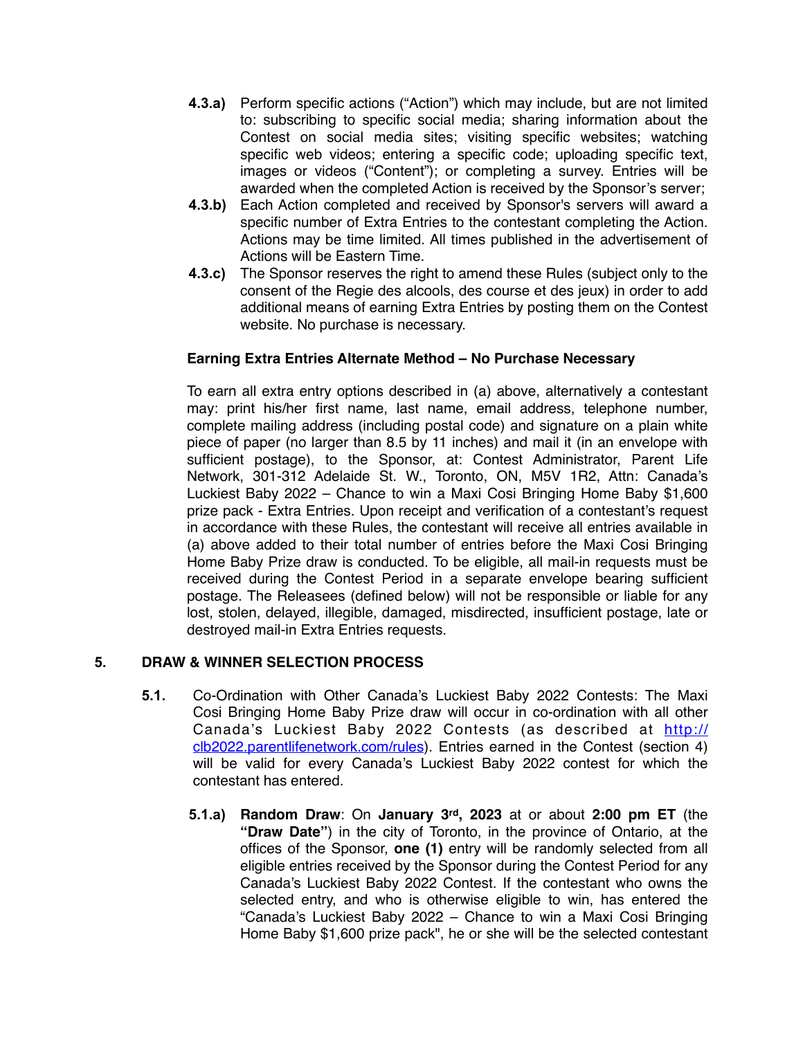**4.3.a)** Perform specific actions ("Action") which may include, but are not limited to: subscribing to specific social media; sharing information about the Contest on social media sites; visiting specific websites; watching specific web videos; entering a specific code; uploading specific text, images or videos ("Content"); or completing a survey. Entries will be awarded when the completed Action is received by the Sponsor's server;

**4.3.b)** Each Action completed and received by Sponsor's servers will award a specific number of Extra Entries to the contestant completing the Action. Actions may be time limited. All times published in the advertisement of Actions will be Eastern Time.

**4.3.c)** The Sponsor reserves the right to amend these Rules (subject only to the consent of the Regie des alcools, des course et des jeux) in order to add additional means of earning Extra Entries by posting them on the Contest website. No purchase is necessary.

**Earning Extra Entries Alternate Method – No Purchase Necessary**

To earn all extra entry options described in (a) above, alternatively a contestant may: print his/her first name, last name, email address, telephone number, complete mailing address (including postal code) and signature on a plain white piece of paper (no larger than 8.5 by 11 inches) and mail it (in an envelope with sufficient postage), to the Sponsor, at: Contest Administrator, Parent Life Network, 301-312 Adelaide St. W., Toronto, ON, M5V 1R2, Attn: Canada's Luckiest Baby 2022 – Chance to win a Maxi Cosi Bringing Home Baby $1,600 prize pack - Extra Entries. Upon receipt and verification of a contestant's request in accordance with these Rules, the contestant will receive all entries available in (a) above added to their total number of entries before the Maxi Cosi Bringing Home Baby Prize draw is conducted. To be eligible, all mail-in requests must be received during the Contest Period in a separate envelope bearing sufficient postage. The Releasees (defined below) will not be responsible or liable for any lost, stolen, delayed, illegible, damaged, misdirected, insufficient postage, late or destroyed mail-in Extra Entries requests.

## 5. DRAW & WINNER SELECTION PROCESS

**5.1.** Co-Ordination with Other Canada's Luckiest Baby 2022 Contests: The Maxi Cosi Bringing Home Baby Prize draw will occur in co-ordination with all other Canada's Luckiest Baby 2022 Contests (as described at http://clb2022.parentlifenetwork.com/rules). Entries earned in the Contest (section 4) will be valid for every Canada's Luckiest Baby 2022 contest for which the contestant has entered.

**5.1.a) Random Draw**: On **January 3rd, 2023** at or about **2:00 pm ET** (the **"Draw Date"**) in the city of Toronto, in the province of Ontario, at the offices of the Sponsor, **one (1)** entry will be randomly selected from all eligible entries received by the Sponsor during the Contest Period for any Canada's Luckiest Baby 2022 Contest. If the contestant who owns the selected entry, and who is otherwise eligible to win, has entered the "Canada's Luckiest Baby 2022 – Chance to win a Maxi Cosi Bringing Home Baby $1,600 prize pack", he or she will be the selected contestant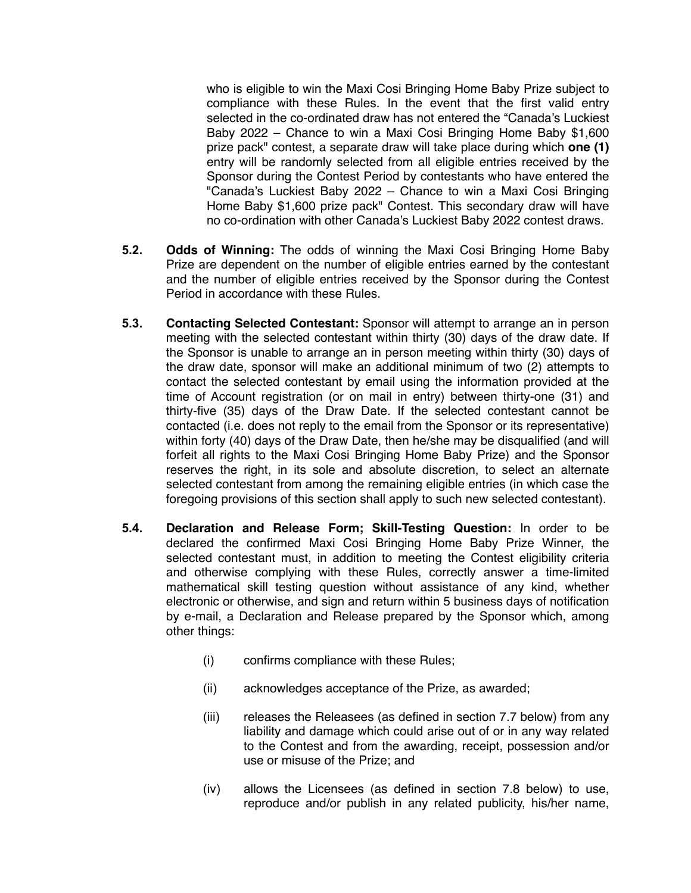who is eligible to win the Maxi Cosi Bringing Home Baby Prize subject to compliance with these Rules. In the event that the first valid entry selected in the co-ordinated draw has not entered the "Canada's Luckiest Baby 2022 – Chance to win a Maxi Cosi Bringing Home Baby $1,600 prize pack" contest, a separate draw will take place during which **one (1)** entry will be randomly selected from all eligible entries received by the Sponsor during the Contest Period by contestants who have entered the "Canada's Luckiest Baby 2022 – Chance to win a Maxi Cosi Bringing Home Baby $1,600 prize pack" Contest. This secondary draw will have no co-ordination with other Canada's Luckiest Baby 2022 contest draws.

**5.2. Odds of Winning:** The odds of winning the Maxi Cosi Bringing Home Baby Prize are dependent on the number of eligible entries earned by the contestant and the number of eligible entries received by the Sponsor during the Contest Period in accordance with these Rules.

**5.3. Contacting Selected Contestant:** Sponsor will attempt to arrange an in person meeting with the selected contestant within thirty (30) days of the draw date. If the Sponsor is unable to arrange an in person meeting within thirty (30) days of the draw date, sponsor will make an additional minimum of two (2) attempts to contact the selected contestant by email using the information provided at the time of Account registration (or on mail in entry) between thirty-one (31) and thirty-five (35) days of the Draw Date. If the selected contestant cannot be contacted (i.e. does not reply to the email from the Sponsor or its representative) within forty (40) days of the Draw Date, then he/she may be disqualified (and will forfeit all rights to the Maxi Cosi Bringing Home Baby Prize) and the Sponsor reserves the right, in its sole and absolute discretion, to select an alternate selected contestant from among the remaining eligible entries (in which case the foregoing provisions of this section shall apply to such new selected contestant).

**5.4. Declaration and Release Form; Skill-Testing Question:** In order to be declared the confirmed Maxi Cosi Bringing Home Baby Prize Winner, the selected contestant must, in addition to meeting the Contest eligibility criteria and otherwise complying with these Rules, correctly answer a time-limited mathematical skill testing question without assistance of any kind, whether electronic or otherwise, and sign and return within 5 business days of notification by e-mail, a Declaration and Release prepared by the Sponsor which, among other things:

(i) confirms compliance with these Rules;

(ii) acknowledges acceptance of the Prize, as awarded;

(iii) releases the Releasees (as defined in section 7.7 below) from any liability and damage which could arise out of or in any way related to the Contest and from the awarding, receipt, possession and/or use or misuse of the Prize; and

(iv) allows the Licensees (as defined in section 7.8 below) to use, reproduce and/or publish in any related publicity, his/her name,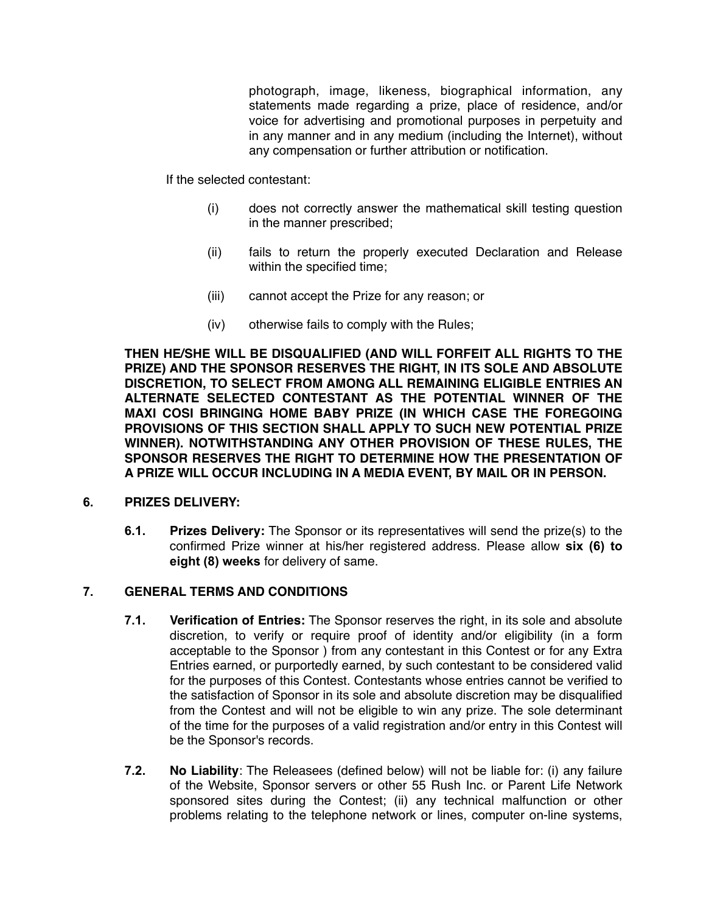photograph, image, likeness, biographical information, any statements made regarding a prize, place of residence, and/or voice for advertising and promotional purposes in perpetuity and in any manner and in any medium (including the Internet), without any compensation or further attribution or notification.

If the selected contestant:

(i) does not correctly answer the mathematical skill testing question in the manner prescribed;

(ii) fails to return the properly executed Declaration and Release within the specified time;

(iii) cannot accept the Prize for any reason; or

(iv) otherwise fails to comply with the Rules;

**THEN HE/SHE WILL BE DISQUALIFIED (AND WILL FORFEIT ALL RIGHTS TO THE PRIZE) AND THE SPONSOR RESERVES THE RIGHT, IN ITS SOLE AND ABSOLUTE DISCRETION, TO SELECT FROM AMONG ALL REMAINING ELIGIBLE ENTRIES AN ALTERNATE SELECTED CONTESTANT AS THE POTENTIAL WINNER OF THE MAXI COSI BRINGING HOME BABY PRIZE (IN WHICH CASE THE FOREGOING PROVISIONS OF THIS SECTION SHALL APPLY TO SUCH NEW POTENTIAL PRIZE WINNER). NOTWITHSTANDING ANY OTHER PROVISION OF THESE RULES, THE SPONSOR RESERVES THE RIGHT TO DETERMINE HOW THE PRESENTATION OF A PRIZE WILL OCCUR INCLUDING IN A MEDIA EVENT, BY MAIL OR IN PERSON.**

## 6. PRIZES DELIVERY:

**6.1. Prizes Delivery:** The Sponsor or its representatives will send the prize(s) to the confirmed Prize winner at his/her registered address. Please allow **six (6) to eight (8) weeks** for delivery of same.

## 7. GENERAL TERMS AND CONDITIONS

**7.1. Verification of Entries:** The Sponsor reserves the right, in its sole and absolute discretion, to verify or require proof of identity and/or eligibility (in a form acceptable to the Sponsor ) from any contestant in this Contest or for any Extra Entries earned, or purportedly earned, by such contestant to be considered valid for the purposes of this Contest. Contestants whose entries cannot be verified to the satisfaction of Sponsor in its sole and absolute discretion may be disqualified from the Contest and will not be eligible to win any prize. The sole determinant of the time for the purposes of a valid registration and/or entry in this Contest will be the Sponsor's records.

**7.2. No Liability**: The Releasees (defined below) will not be liable for: (i) any failure of the Website, Sponsor servers or other 55 Rush Inc. or Parent Life Network sponsored sites during the Contest; (ii) any technical malfunction or other problems relating to the telephone network or lines, computer on-line systems,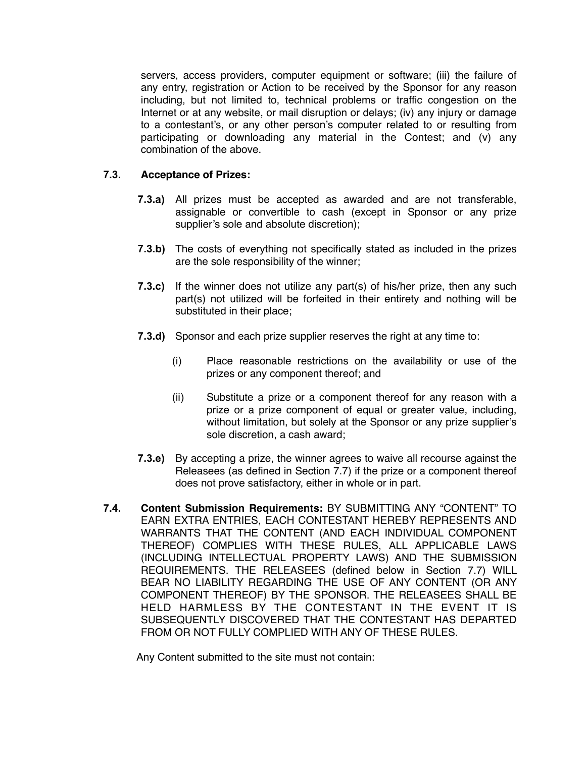servers, access providers, computer equipment or software; (iii) the failure of any entry, registration or Action to be received by the Sponsor for any reason including, but not limited to, technical problems or traffic congestion on the Internet or at any website, or mail disruption or delays; (iv) any injury or damage to a contestant's, or any other person's computer related to or resulting from participating or downloading any material in the Contest; and (v) any combination of the above.

**7.3. Acceptance of Prizes:**

**7.3.a)** All prizes must be accepted as awarded and are not transferable, assignable or convertible to cash (except in Sponsor or any prize supplier's sole and absolute discretion);

**7.3.b)** The costs of everything not specifically stated as included in the prizes are the sole responsibility of the winner;

**7.3.c)** If the winner does not utilize any part(s) of his/her prize, then any such part(s) not utilized will be forfeited in their entirety and nothing will be substituted in their place;

**7.3.d)** Sponsor and each prize supplier reserves the right at any time to:

(i) Place reasonable restrictions on the availability or use of the prizes or any component thereof; and

(ii) Substitute a prize or a component thereof for any reason with a prize or a prize component of equal or greater value, including, without limitation, but solely at the Sponsor or any prize supplier's sole discretion, a cash award;

**7.3.e)** By accepting a prize, the winner agrees to waive all recourse against the Releasees (as defined in Section 7.7) if the prize or a component thereof does not prove satisfactory, either in whole or in part.

**7.4. Content Submission Requirements:** BY SUBMITTING ANY "CONTENT" TO EARN EXTRA ENTRIES, EACH CONTESTANT HEREBY REPRESENTS AND WARRANTS THAT THE CONTENT (AND EACH INDIVIDUAL COMPONENT THEREOF) COMPLIES WITH THESE RULES, ALL APPLICABLE LAWS (INCLUDING INTELLECTUAL PROPERTY LAWS) AND THE SUBMISSION REQUIREMENTS. THE RELEASEES (defined below in Section 7.7) WILL BEAR NO LIABILITY REGARDING THE USE OF ANY CONTENT (OR ANY COMPONENT THEREOF) BY THE SPONSOR. THE RELEASEES SHALL BE HELD HARMLESS BY THE CONTESTANT IN THE EVENT IT IS SUBSEQUENTLY DISCOVERED THAT THE CONTESTANT HAS DEPARTED FROM OR NOT FULLY COMPLIED WITH ANY OF THESE RULES.

Any Content submitted to the site must not contain: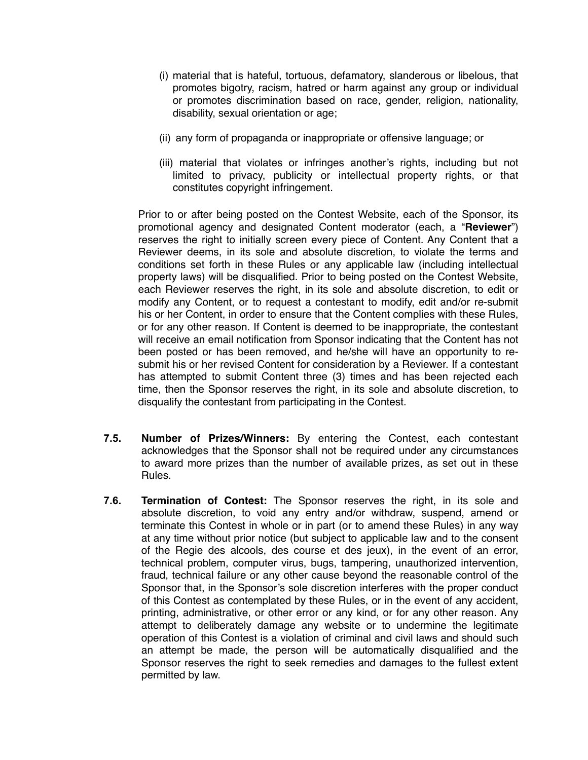(i) material that is hateful, tortuous, defamatory, slanderous or libelous, that promotes bigotry, racism, hatred or harm against any group or individual or promotes discrimination based on race, gender, religion, nationality, disability, sexual orientation or age;

(ii) any form of propaganda or inappropriate or offensive language; or

(iii) material that violates or infringes another's rights, including but not limited to privacy, publicity or intellectual property rights, or that constitutes copyright infringement.

Prior to or after being posted on the Contest Website, each of the Sponsor, its promotional agency and designated Content moderator (each, a "**Reviewer**") reserves the right to initially screen every piece of Content. Any Content that a Reviewer deems, in its sole and absolute discretion, to violate the terms and conditions set forth in these Rules or any applicable law (including intellectual property laws) will be disqualified. Prior to being posted on the Contest Website, each Reviewer reserves the right, in its sole and absolute discretion, to edit or modify any Content, or to request a contestant to modify, edit and/or re-submit his or her Content, in order to ensure that the Content complies with these Rules, or for any other reason. If Content is deemed to be inappropriate, the contestant will receive an email notification from Sponsor indicating that the Content has not been posted or has been removed, and he/she will have an opportunity to re-submit his or her revised Content for consideration by a Reviewer. If a contestant has attempted to submit Content three (3) times and has been rejected each time, then the Sponsor reserves the right, in its sole and absolute discretion, to disqualify the contestant from participating in the Contest.

**7.5. Number of Prizes/Winners:** By entering the Contest, each contestant acknowledges that the Sponsor shall not be required under any circumstances to award more prizes than the number of available prizes, as set out in these Rules.

**7.6. Termination of Contest:** The Sponsor reserves the right, in its sole and absolute discretion, to void any entry and/or withdraw, suspend, amend or terminate this Contest in whole or in part (or to amend these Rules) in any way at any time without prior notice (but subject to applicable law and to the consent of the Regie des alcools, des course et des jeux), in the event of an error, technical problem, computer virus, bugs, tampering, unauthorized intervention, fraud, technical failure or any other cause beyond the reasonable control of the Sponsor that, in the Sponsor's sole discretion interferes with the proper conduct of this Contest as contemplated by these Rules, or in the event of any accident, printing, administrative, or other error or any kind, or for any other reason. Any attempt to deliberately damage any website or to undermine the legitimate operation of this Contest is a violation of criminal and civil laws and should such an attempt be made, the person will be automatically disqualified and the Sponsor reserves the right to seek remedies and damages to the fullest extent permitted by law.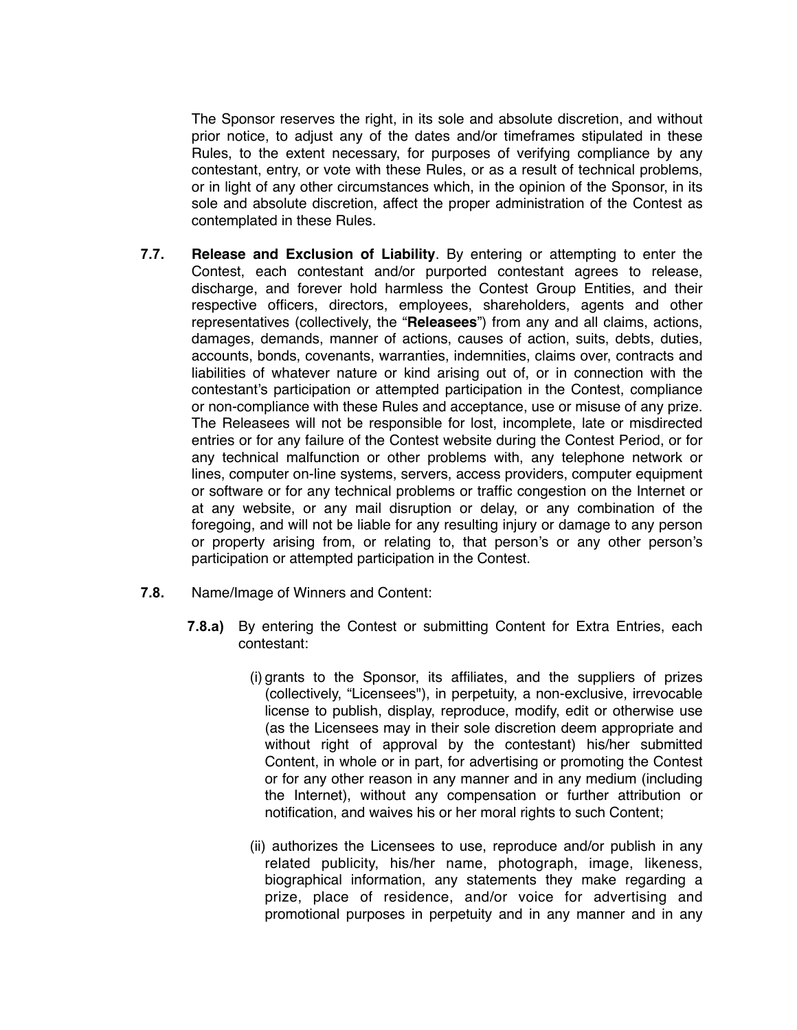The Sponsor reserves the right, in its sole and absolute discretion, and without prior notice, to adjust any of the dates and/or timeframes stipulated in these Rules, to the extent necessary, for purposes of verifying compliance by any contestant, entry, or vote with these Rules, or as a result of technical problems, or in light of any other circumstances which, in the opinion of the Sponsor, in its sole and absolute discretion, affect the proper administration of the Contest as contemplated in these Rules.

**7.7.** **Release and Exclusion of Liability**. By entering or attempting to enter the Contest, each contestant and/or purported contestant agrees to release, discharge, and forever hold harmless the Contest Group Entities, and their respective officers, directors, employees, shareholders, agents and other representatives (collectively, the "**Releasees**") from any and all claims, actions, damages, demands, manner of actions, causes of action, suits, debts, duties, accounts, bonds, covenants, warranties, indemnities, claims over, contracts and liabilities of whatever nature or kind arising out of, or in connection with the contestant's participation or attempted participation in the Contest, compliance or non-compliance with these Rules and acceptance, use or misuse of any prize. The Releasees will not be responsible for lost, incomplete, late or misdirected entries or for any failure of the Contest website during the Contest Period, or for any technical malfunction or other problems with, any telephone network or lines, computer on-line systems, servers, access providers, computer equipment or software or for any technical problems or traffic congestion on the Internet or at any website, or any mail disruption or delay, or any combination of the foregoing, and will not be liable for any resulting injury or damage to any person or property arising from, or relating to, that person's or any other person's participation or attempted participation in the Contest.

**7.8.** Name/Image of Winners and Content:

**7.8.a)** By entering the Contest or submitting Content for Extra Entries, each contestant:

(i) grants to the Sponsor, its affiliates, and the suppliers of prizes (collectively, "Licensees"), in perpetuity, a non-exclusive, irrevocable license to publish, display, reproduce, modify, edit or otherwise use (as the Licensees may in their sole discretion deem appropriate and without right of approval by the contestant) his/her submitted Content, in whole or in part, for advertising or promoting the Contest or for any other reason in any manner and in any medium (including the Internet), without any compensation or further attribution or notification, and waives his or her moral rights to such Content;

(ii) authorizes the Licensees to use, reproduce and/or publish in any related publicity, his/her name, photograph, image, likeness, biographical information, any statements they make regarding a prize, place of residence, and/or voice for advertising and promotional purposes in perpetuity and in any manner and in any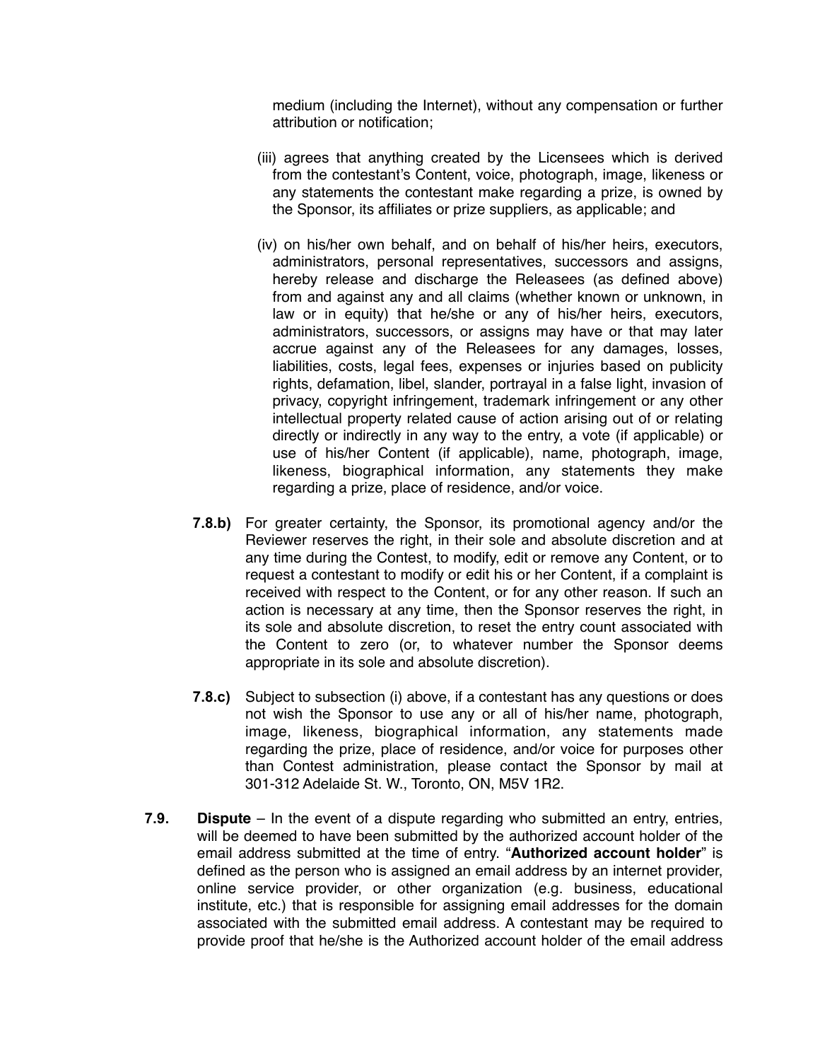medium (including the Internet), without any compensation or further attribution or notification;

(iii) agrees that anything created by the Licensees which is derived from the contestant's Content, voice, photograph, image, likeness or any statements the contestant make regarding a prize, is owned by the Sponsor, its affiliates or prize suppliers, as applicable; and

(iv) on his/her own behalf, and on behalf of his/her heirs, executors, administrators, personal representatives, successors and assigns, hereby release and discharge the Releasees (as defined above) from and against any and all claims (whether known or unknown, in law or in equity) that he/she or any of his/her heirs, executors, administrators, successors, or assigns may have or that may later accrue against any of the Releasees for any damages, losses, liabilities, costs, legal fees, expenses or injuries based on publicity rights, defamation, libel, slander, portrayal in a false light, invasion of privacy, copyright infringement, trademark infringement or any other intellectual property related cause of action arising out of or relating directly or indirectly in any way to the entry, a vote (if applicable) or use of his/her Content (if applicable), name, photograph, image, likeness, biographical information, any statements they make regarding a prize, place of residence, and/or voice.

**7.8.b)** For greater certainty, the Sponsor, its promotional agency and/or the Reviewer reserves the right, in their sole and absolute discretion and at any time during the Contest, to modify, edit or remove any Content, or to request a contestant to modify or edit his or her Content, if a complaint is received with respect to the Content, or for any other reason. If such an action is necessary at any time, then the Sponsor reserves the right, in its sole and absolute discretion, to reset the entry count associated with the Content to zero (or, to whatever number the Sponsor deems appropriate in its sole and absolute discretion).

**7.8.c)** Subject to subsection (i) above, if a contestant has any questions or does not wish the Sponsor to use any or all of his/her name, photograph, image, likeness, biographical information, any statements made regarding the prize, place of residence, and/or voice for purposes other than Contest administration, please contact the Sponsor by mail at 301-312 Adelaide St. W., Toronto, ON, M5V 1R2.

**7.9. Dispute** – In the event of a dispute regarding who submitted an entry, entries, will be deemed to have been submitted by the authorized account holder of the email address submitted at the time of entry. "**Authorized account holder**" is defined as the person who is assigned an email address by an internet provider, online service provider, or other organization (e.g. business, educational institute, etc.) that is responsible for assigning email addresses for the domain associated with the submitted email address. A contestant may be required to provide proof that he/she is the Authorized account holder of the email address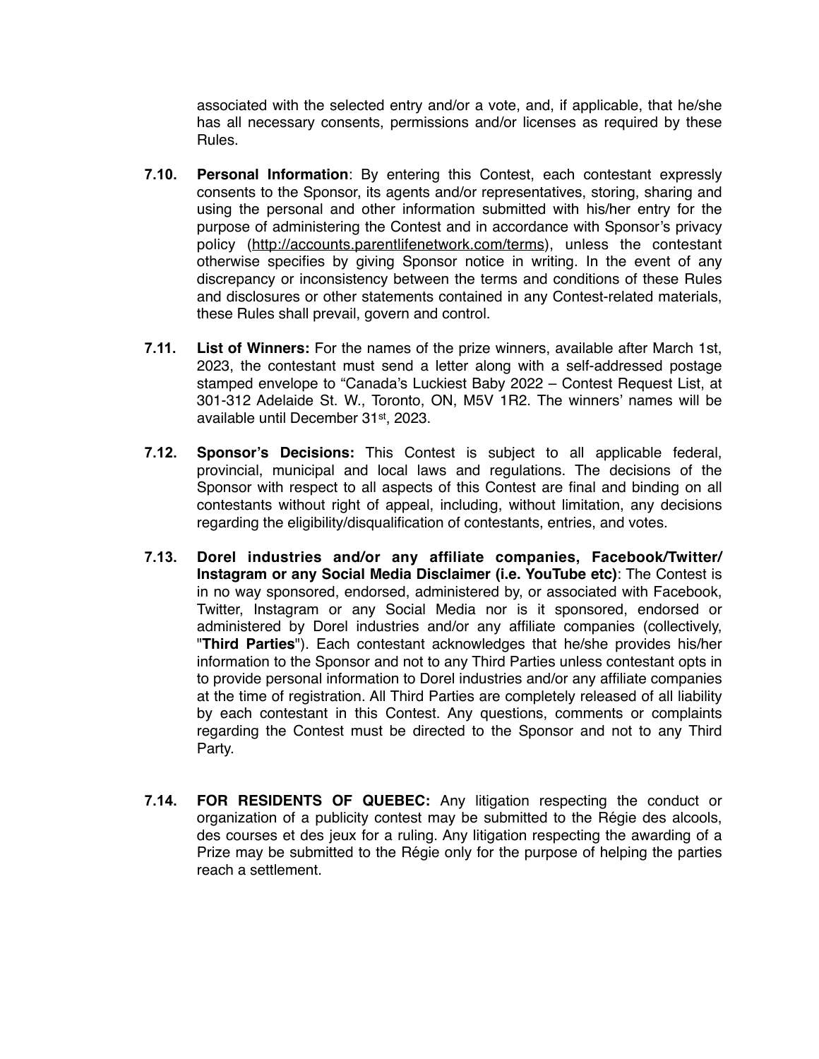associated with the selected entry and/or a vote, and, if applicable, that he/she has all necessary consents, permissions and/or licenses as required by these Rules.

**7.10. Personal Information**: By entering this Contest, each contestant expressly consents to the Sponsor, its agents and/or representatives, storing, sharing and using the personal and other information submitted with his/her entry for the purpose of administering the Contest and in accordance with Sponsor's privacy policy (http://accounts.parentlifenetwork.com/terms), unless the contestant otherwise specifies by giving Sponsor notice in writing. In the event of any discrepancy or inconsistency between the terms and conditions of these Rules and disclosures or other statements contained in any Contest-related materials, these Rules shall prevail, govern and control.

**7.11. List of Winners:** For the names of the prize winners, available after March 1st, 2023, the contestant must send a letter along with a self-addressed postage stamped envelope to "Canada's Luckiest Baby 2022 – Contest Request List, at 301-312 Adelaide St. W., Toronto, ON, M5V 1R2. The winners' names will be available until December 31st, 2023.

**7.12. Sponsor's Decisions:** This Contest is subject to all applicable federal, provincial, municipal and local laws and regulations. The decisions of the Sponsor with respect to all aspects of this Contest are final and binding on all contestants without right of appeal, including, without limitation, any decisions regarding the eligibility/disqualification of contestants, entries, and votes.

**7.13. Dorel industries and/or any affiliate companies, Facebook/Twitter/ Instagram or any Social Media Disclaimer (i.e. YouTube etc)**: The Contest is in no way sponsored, endorsed, administered by, or associated with Facebook, Twitter, Instagram or any Social Media nor is it sponsored, endorsed or administered by Dorel industries and/or any affiliate companies (collectively, "**Third Parties**"). Each contestant acknowledges that he/she provides his/her information to the Sponsor and not to any Third Parties unless contestant opts in to provide personal information to Dorel industries and/or any affiliate companies at the time of registration. All Third Parties are completely released of all liability by each contestant in this Contest. Any questions, comments or complaints regarding the Contest must be directed to the Sponsor and not to any Third Party.

**7.14. FOR RESIDENTS OF QUEBEC:** Any litigation respecting the conduct or organization of a publicity contest may be submitted to the Régie des alcools, des courses et des jeux for a ruling. Any litigation respecting the awarding of a Prize may be submitted to the Régie only for the purpose of helping the parties reach a settlement.